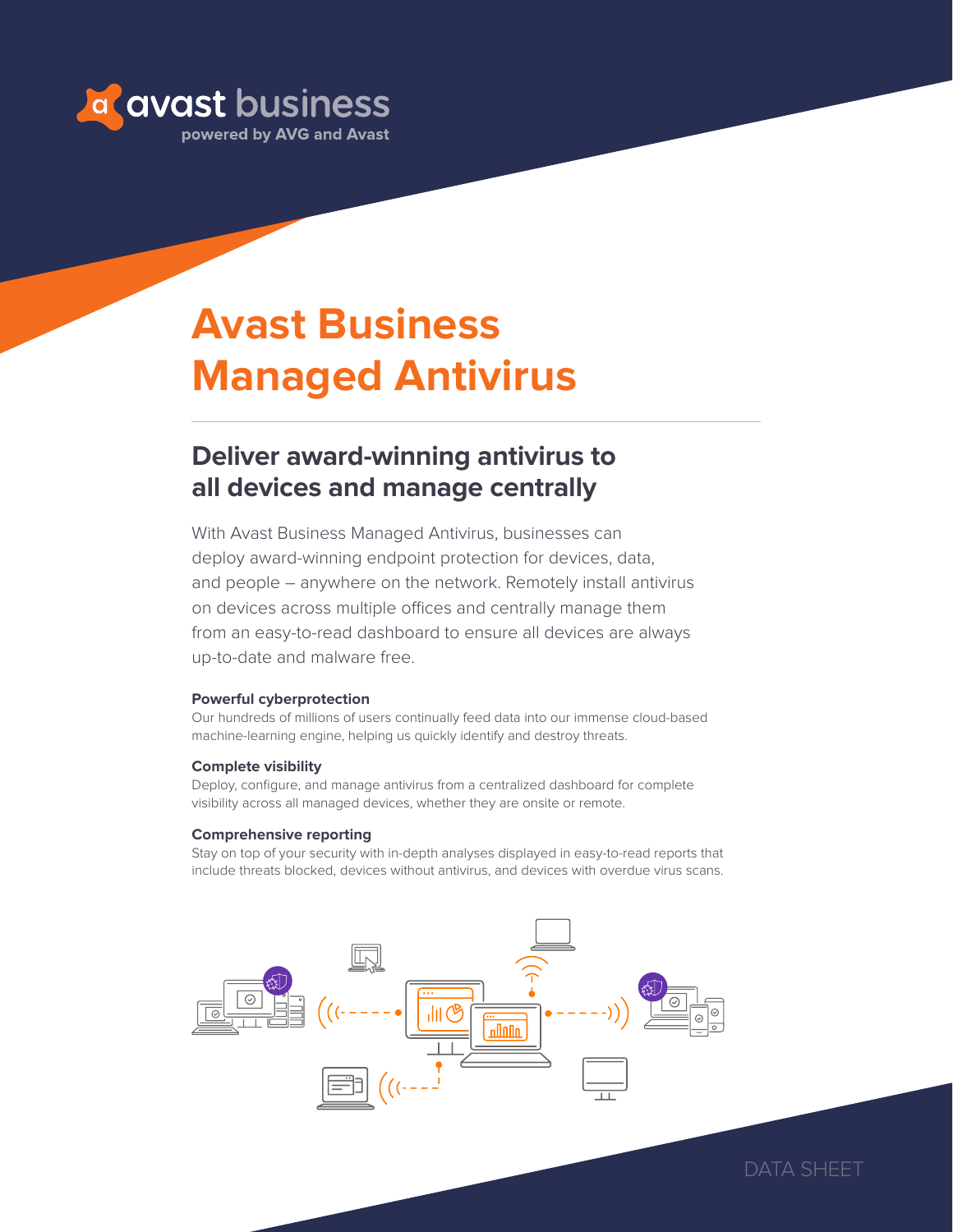avast business
powered by AVG and Avast

# Avast Business Managed Antivirus

## Deliver award-winning antivirus to all devices and manage centrally

With Avast Business Managed Antivirus, businesses can deploy award-winning endpoint protection for devices, data, and people – anywhere on the network. Remotely install antivirus on devices across multiple offices and centrally manage them from an easy-to-read dashboard to ensure all devices are always up-to-date and malware free.

**Powerful cyberprotection**
Our hundreds of millions of users continually feed data into our immense cloud-based machine-learning engine, helping us quickly identify and destroy threats.

**Complete visibility**
Deploy, configure, and manage antivirus from a centralized dashboard for complete visibility across all managed devices, whether they are onsite or remote.

**Comprehensive reporting**
Stay on top of your security with in-depth analyses displayed in easy-to-read reports that include threats blocked, devices without antivirus, and devices with overdue virus scans.

DATA SHEET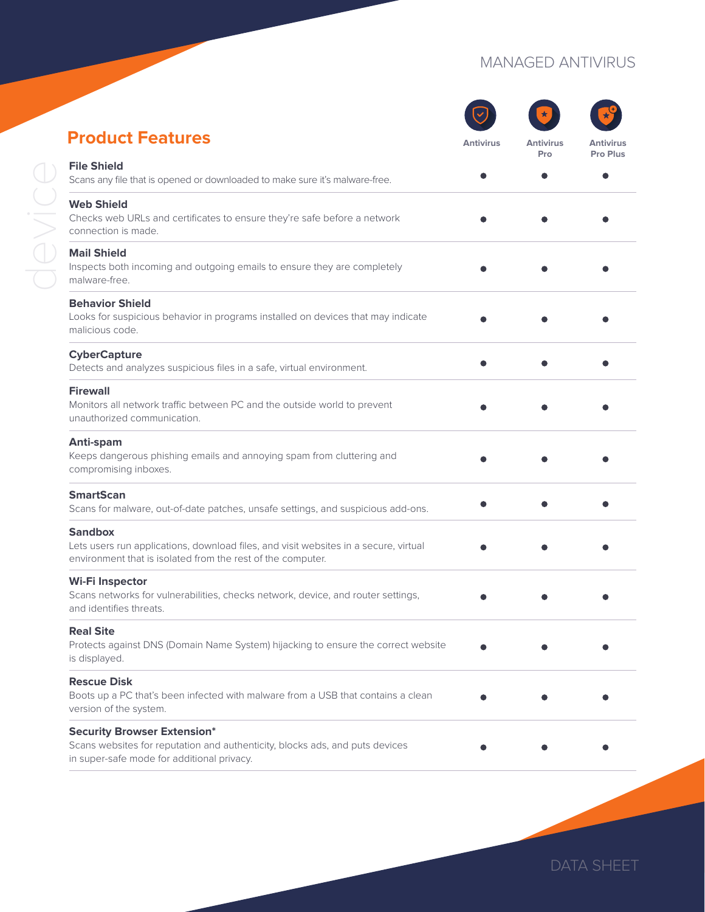MANAGED ANTIVIRUS

## Product Features

| Feature | Antivirus | Antivirus Pro | Antivirus Pro Plus |
|---|---|---|---|
| **File Shield**<br>Scans any file that is opened or downloaded to make sure it's malware-free. | ● | ● | ● |
| **Web Shield**<br>Checks web URLs and certificates to ensure they're safe before a network connection is made. | ● | ● | ● |
| **Mail Shield**<br>Inspects both incoming and outgoing emails to ensure they are completely malware-free. | ● | ● | ● |
| **Behavior Shield**<br>Looks for suspicious behavior in programs installed on devices that may indicate malicious code. | ● | ● | ● |
| **CyberCapture**<br>Detects and analyzes suspicious files in a safe, virtual environment. | ● | ● | ● |
| **Firewall**<br>Monitors all network traffic between PC and the outside world to prevent unauthorized communication. | ● | ● | ● |
| **Anti-spam**<br>Keeps dangerous phishing emails and annoying spam from cluttering and compromising inboxes. | ● | ● | ● |
| **SmartScan**<br>Scans for malware, out-of-date patches, unsafe settings, and suspicious add-ons. | ● | ● | ● |
| **Sandbox**<br>Lets users run applications, download files, and visit websites in a secure, virtual environment that is isolated from the rest of the computer. | ● | ● | ● |
| **Wi-Fi Inspector**<br>Scans networks for vulnerabilities, checks network, device, and router settings, and identifies threats. | ● | ● | ● |
| **Real Site**<br>Protects against DNS (Domain Name System) hijacking to ensure the correct website is displayed. | ● | ● | ● |
| **Rescue Disk**<br>Boots up a PC that's been infected with malware from a USB that contains a clean version of the system. | ● | ● | ● |
| **Security Browser Extension***<br>Scans websites for reputation and authenticity, blocks ads, and puts devices in super-safe mode for additional privacy. | ● | ● | ● |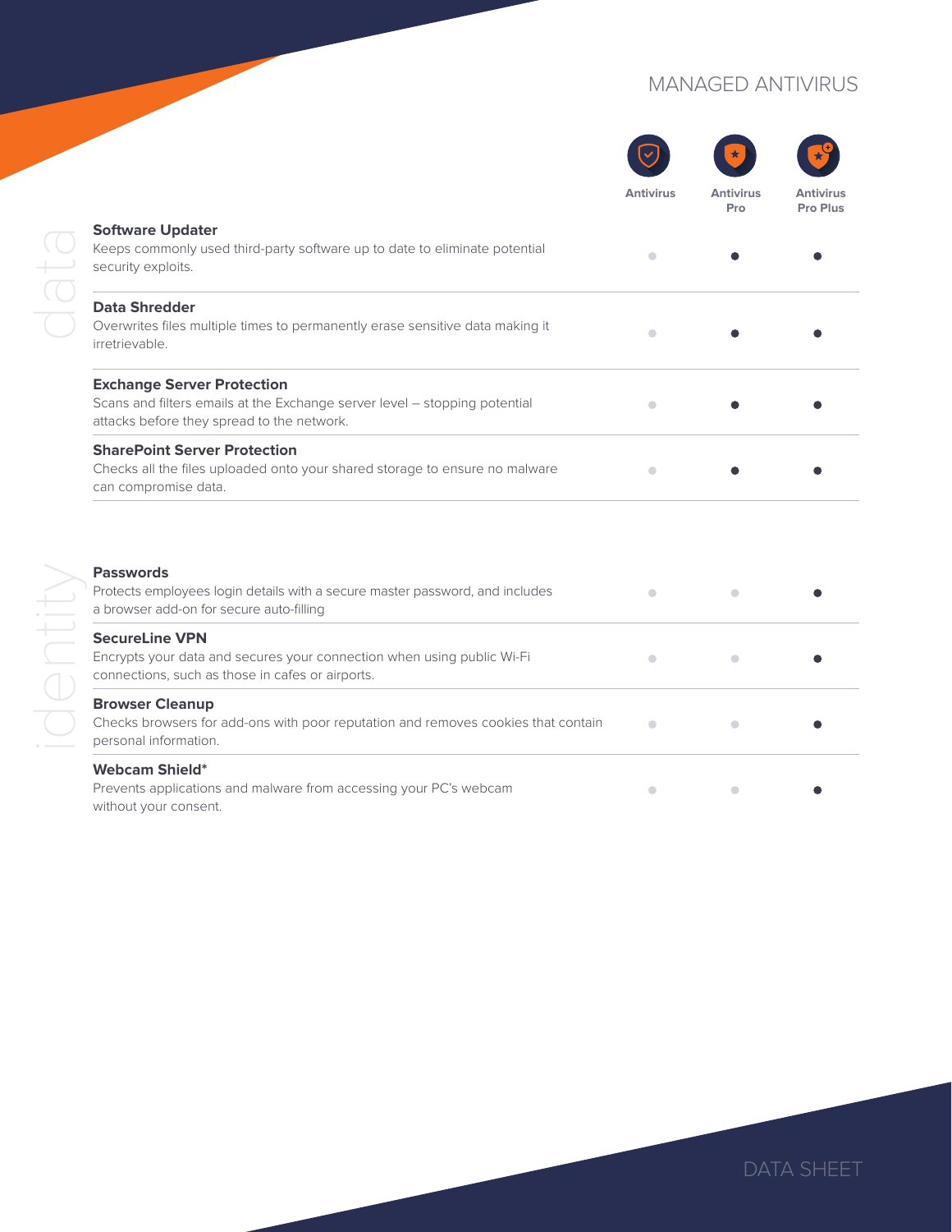# MANAGED ANTIVIRUS

## data

| Feature | Antivirus | Antivirus Pro | Antivirus Pro Plus |
|---|---|---|---|
| **Software Updater**<br>Keeps commonly used third-party software up to date to eliminate potential security exploits. | | ● | ● |
| **Data Shredder**<br>Overwrites files multiple times to permanently erase sensitive data making it irretrievable. | | ● | ● |
| **Exchange Server Protection**<br>Scans and filters emails at the Exchange server level – stopping potential attacks before they spread to the network. | | ● | ● |
| **SharePoint Server Protection**<br>Checks all the files uploaded onto your shared storage to ensure no malware can compromise data. | | ● | ● |

## identity

| Feature | Antivirus | Antivirus Pro | Antivirus Pro Plus |
|---|---|---|---|
| **Passwords**<br>Protects employees login details with a secure master password, and includes a browser add-on for secure auto-filling | | | ● |
| **SecureLine VPN**<br>Encrypts your data and secures your connection when using public Wi-Fi connections, such as those in cafes or airports. | | | ● |
| **Browser Cleanup**<br>Checks browsers for add-ons with poor reputation and removes cookies that contain personal information. | | | ● |
| **Webcam Shield***<br>Prevents applications and malware from accessing your PC's webcam without your consent. | | | ● |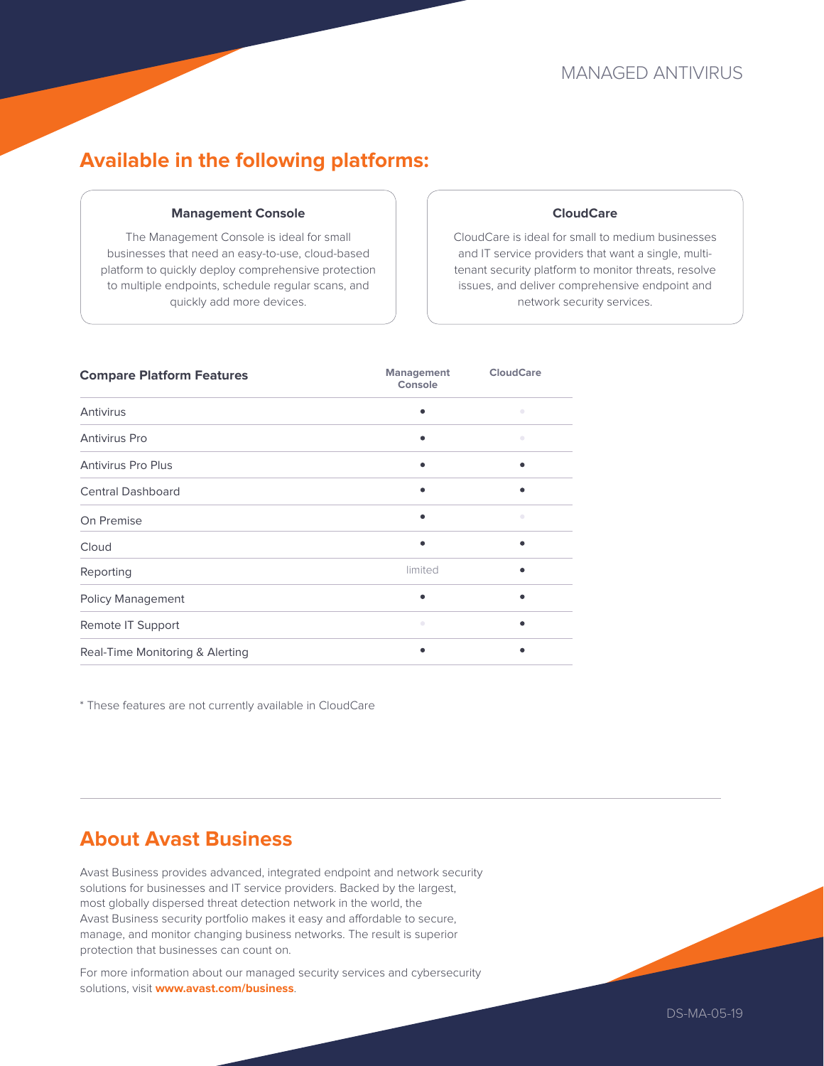## Available in the following platforms:

**Management Console**

The Management Console is ideal for small businesses that need an easy-to-use, cloud-based platform to quickly deploy comprehensive protection to multiple endpoints, schedule regular scans, and quickly add more devices.

**CloudCare**

CloudCare is ideal for small to medium businesses and IT service providers that want a single, multi-tenant security platform to monitor threats, resolve issues, and deliver comprehensive endpoint and network security services.

| Compare Platform Features | Management Console | CloudCare |
|---|---|---|
| Antivirus | • | |
| Antivirus Pro | • | |
| Antivirus Pro Plus | • | • |
| Central Dashboard | • | • |
| On Premise | • | |
| Cloud | • | • |
| Reporting | limited | • |
| Policy Management | • | • |
| Remote IT Support | | • |
| Real-Time Monitoring & Alerting | • | • |

* These features are not currently available in CloudCare

## About Avast Business

Avast Business provides advanced, integrated endpoint and network security solutions for businesses and IT service providers. Backed by the largest, most globally dispersed threat detection network in the world, the Avast Business security portfolio makes it easy and affordable to secure, manage, and monitor changing business networks. The result is superior protection that businesses can count on.

For more information about our managed security services and cybersecurity solutions, visit **www.avast.com/business**.

DS-MA-05-19